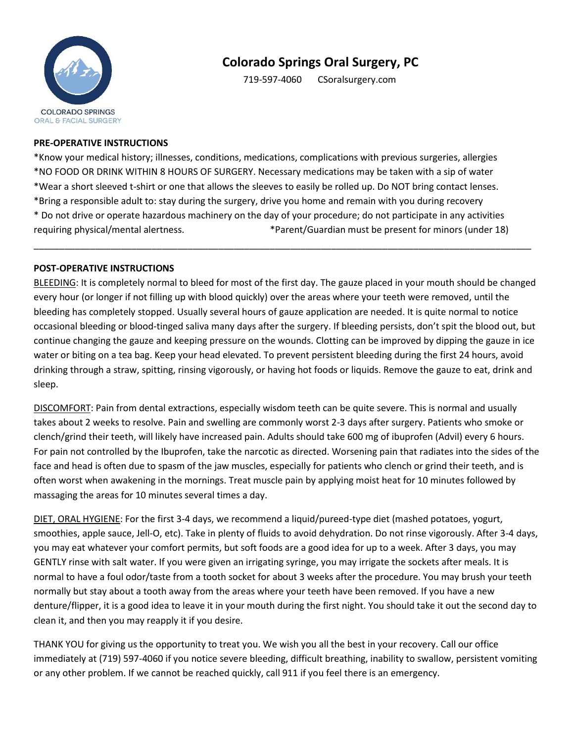COLORADO SPRINGS
ORAL & FACIAL SURGERY

# Colorado Springs Oral Surgery, PC

719-597-4060 CSoralsurgery.com

**PRE-OPERATIVE INSTRUCTIONS**

*Know your medical history; illnesses, conditions, medications, complications with previous surgeries, allergies
*NO FOOD OR DRINK WITHIN 8 HOURS OF SURGERY. Necessary medications may be taken with a sip of water
*Wear a short sleeved t-shirt or one that allows the sleeves to easily be rolled up. Do NOT bring contact lenses.
*Bring a responsible adult to: stay during the surgery, drive you home and remain with you during recovery
* Do not drive or operate hazardous machinery on the day of your procedure; do not participate in any activities requiring physical/mental alertness. *Parent/Guardian must be present for minors (under 18)

---

**POST-OPERATIVE INSTRUCTIONS**

<u>BLEEDING</u>: It is completely normal to bleed for most of the first day. The gauze placed in your mouth should be changed every hour (or longer if not filling up with blood quickly) over the areas where your teeth were removed, until the bleeding has completely stopped. Usually several hours of gauze application are needed. It is quite normal to notice occasional bleeding or blood-tinged saliva many days after the surgery. If bleeding persists, don't spit the blood out, but continue changing the gauze and keeping pressure on the wounds. Clotting can be improved by dipping the gauze in ice water or biting on a tea bag. Keep your head elevated. To prevent persistent bleeding during the first 24 hours, avoid drinking through a straw, spitting, rinsing vigorously, or having hot foods or liquids. Remove the gauze to eat, drink and sleep.

<u>DISCOMFORT</u>: Pain from dental extractions, especially wisdom teeth can be quite severe. This is normal and usually takes about 2 weeks to resolve. Pain and swelling are commonly worst 2-3 days after surgery. Patients who smoke or clench/grind their teeth, will likely have increased pain. Adults should take 600 mg of ibuprofen (Advil) every 6 hours. For pain not controlled by the Ibuprofen, take the narcotic as directed. Worsening pain that radiates into the sides of the face and head is often due to spasm of the jaw muscles, especially for patients who clench or grind their teeth, and is often worst when awakening in the mornings. Treat muscle pain by applying moist heat for 10 minutes followed by massaging the areas for 10 minutes several times a day.

<u>DIET, ORAL HYGIENE</u>: For the first 3-4 days, we recommend a liquid/pureed-type diet (mashed potatoes, yogurt, smoothies, apple sauce, Jell-O, etc). Take in plenty of fluids to avoid dehydration. Do not rinse vigorously. After 3-4 days, you may eat whatever your comfort permits, but soft foods are a good idea for up to a week. After 3 days, you may GENTLY rinse with salt water. If you were given an irrigating syringe, you may irrigate the sockets after meals. It is normal to have a foul odor/taste from a tooth socket for about 3 weeks after the procedure. You may brush your teeth normally but stay about a tooth away from the areas where your teeth have been removed. If you have a new denture/flipper, it is a good idea to leave it in your mouth during the first night. You should take it out the second day to clean it, and then you may reapply it if you desire.

THANK YOU for giving us the opportunity to treat you. We wish you all the best in your recovery. Call our office immediately at (719) 597-4060 if you notice severe bleeding, difficult breathing, inability to swallow, persistent vomiting or any other problem. If we cannot be reached quickly, call 911 if you feel there is an emergency.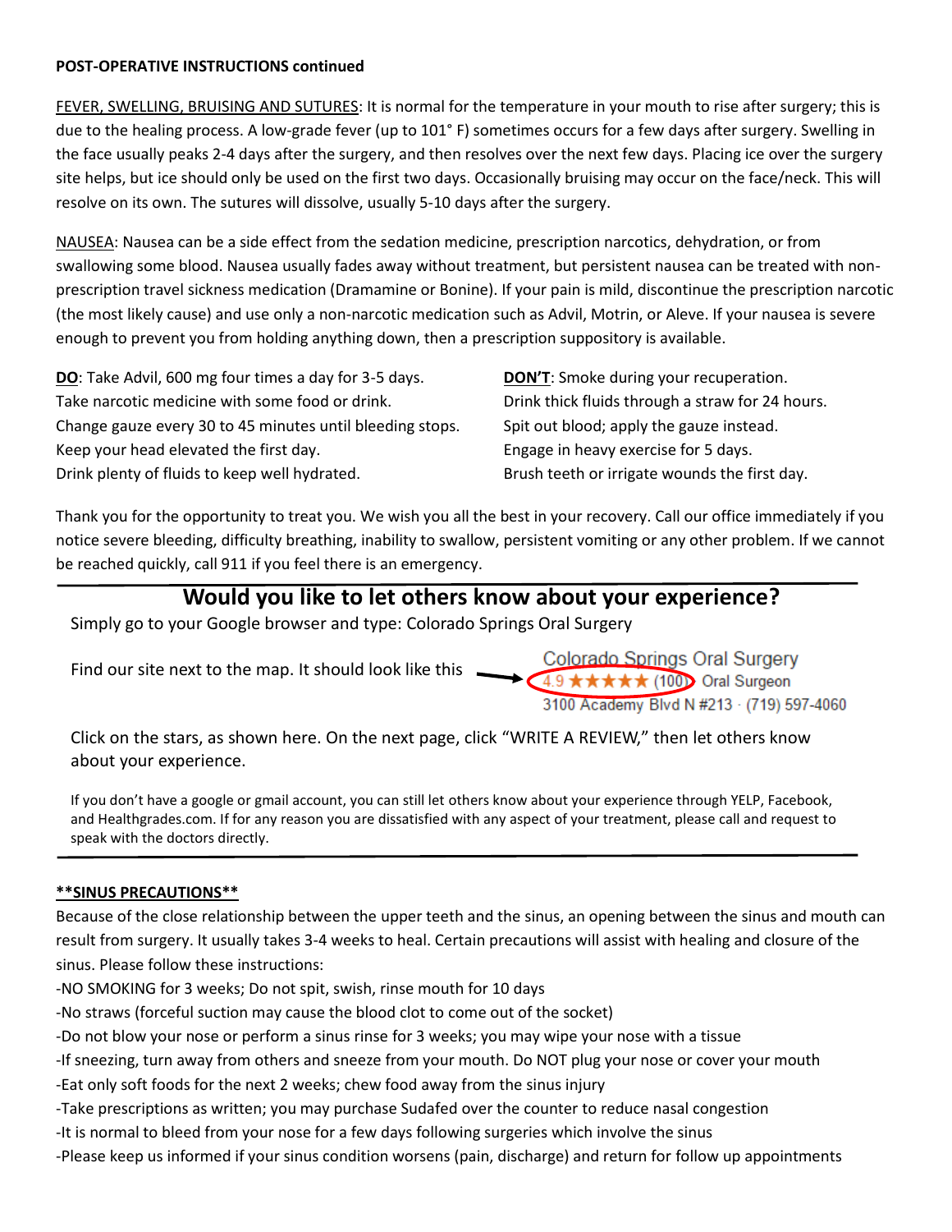**POST-OPERATIVE INSTRUCTIONS continued**

FEVER, SWELLING, BRUISING AND SUTURES: It is normal for the temperature in your mouth to rise after surgery; this is due to the healing process. A low-grade fever (up to 101° F) sometimes occurs for a few days after surgery. Swelling in the face usually peaks 2-4 days after the surgery, and then resolves over the next few days. Placing ice over the surgery site helps, but ice should only be used on the first two days. Occasionally bruising may occur on the face/neck. This will resolve on its own. The sutures will dissolve, usually 5-10 days after the surgery.

NAUSEA: Nausea can be a side effect from the sedation medicine, prescription narcotics, dehydration, or from swallowing some blood. Nausea usually fades away without treatment, but persistent nausea can be treated with non-prescription travel sickness medication (Dramamine or Bonine). If your pain is mild, discontinue the prescription narcotic (the most likely cause) and use only a non-narcotic medication such as Advil, Motrin, or Aleve. If your nausea is severe enough to prevent you from holding anything down, then a prescription suppository is available.

**DO**: Take Advil, 600 mg four times a day for 3-5 days.
Take narcotic medicine with some food or drink.
Change gauze every 30 to 45 minutes until bleeding stops.
Keep your head elevated the first day.
Drink plenty of fluids to keep well hydrated.

**DON'T**: Smoke during your recuperation.
Drink thick fluids through a straw for 24 hours.
Spit out blood; apply the gauze instead.
Engage in heavy exercise for 5 days.
Brush teeth or irrigate wounds the first day.

Thank you for the opportunity to treat you. We wish you all the best in your recovery. Call our office immediately if you notice severe bleeding, difficulty breathing, inability to swallow, persistent vomiting or any other problem. If we cannot be reached quickly, call 911 if you feel there is an emergency.

## Would you like to let others know about your experience?

Simply go to your Google browser and type: Colorado Springs Oral Surgery

Find our site next to the map. It should look like this →

Colorado Springs Oral Surgery
4.9 ★★★★★ (100) Oral Surgeon
3100 Academy Blvd N #213 · (719) 597-4060

Click on the stars, as shown here. On the next page, click "WRITE A REVIEW," then let others know about your experience.

If you don't have a google or gmail account, you can still let others know about your experience through YELP, Facebook, and Healthgrades.com. If for any reason you are dissatisfied with any aspect of your treatment, please call and request to speak with the doctors directly.

**\*\*SINUS PRECAUTIONS\*\***

Because of the close relationship between the upper teeth and the sinus, an opening between the sinus and mouth can result from surgery. It usually takes 3-4 weeks to heal. Certain precautions will assist with healing and closure of the sinus. Please follow these instructions:

-NO SMOKING for 3 weeks; Do not spit, swish, rinse mouth for 10 days
-No straws (forceful suction may cause the blood clot to come out of the socket)
-Do not blow your nose or perform a sinus rinse for 3 weeks; you may wipe your nose with a tissue
-If sneezing, turn away from others and sneeze from your mouth. Do NOT plug your nose or cover your mouth
-Eat only soft foods for the next 2 weeks; chew food away from the sinus injury
-Take prescriptions as written; you may purchase Sudafed over the counter to reduce nasal congestion
-It is normal to bleed from your nose for a few days following surgeries which involve the sinus
-Please keep us informed if your sinus condition worsens (pain, discharge) and return for follow up appointments